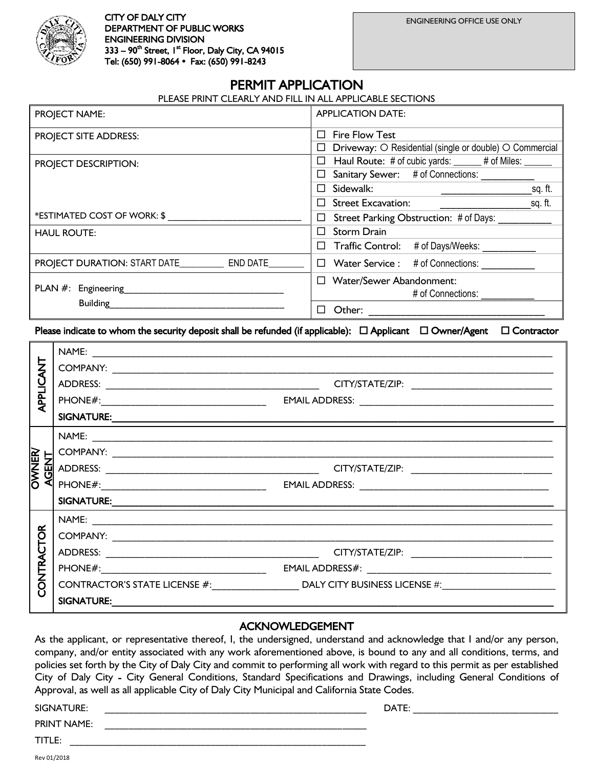CITY OF DALY CITY
DEPARTMENT OF PUBLIC WORKS
ENGINEERING DIVISION
333 – 90th Street, 1st Floor, Daly City, CA 94015
Tel: (650) 991-8064 • Fax: (650) 991-8243

| ENGINEERING OFFICE USE ONLY |
|---|
| |

# PERMIT APPLICATION

PLEASE PRINT CLEARLY AND FILL IN ALL APPLICABLE SECTIONS

| | |
|---|---|
| PROJECT NAME: | APPLICATION DATE: |
| PROJECT SITE ADDRESS: | ☐ Fire Flow Test<br>☐ Driveway: ○ Residential (single or double) ○ Commercial |
| PROJECT DESCRIPTION:<br><br><br>*ESTIMATED COST OF WORK: $ ______________________ | ☐ Haul Route: # of cubic yards: ______ # of Miles: ______<br>☐ Sanitary Sewer: # of Connections: __________<br>☐ Sidewalk: ________________sq. ft.<br>☐ Street Excavation: ________________sq. ft.<br>☐ Street Parking Obstruction: # of Days: __________ |
| HAUL ROUTE: | ☐ Storm Drain<br>☐ Traffic Control: # of Days/Weeks: __________ |
| PROJECT DURATION: START DATE_________ END DATE_______ | ☐ Water Service : # of Connections: __________ |
| PLAN #: Engineering______________________________<br>Building__________________________________ | ☐ Water/Sewer Abandonment: # of Connections: __________<br>☐ Other: ______________________________ |

**Please indicate to whom the security deposit shall be refunded (if applicable):** ☐ Applicant ☐ Owner/Agent ☐ Contractor

| | |
|---|---|
| **APPLICANT** | NAME: ______________________________________________<br>COMPANY: ______________________________________________<br>ADDRESS: ______________________ CITY/STATE/ZIP: ______________________<br>PHONE#:______________________ EMAIL ADDRESS: ______________________<br>**SIGNATURE:**______________________________________________ |
| **OWNER/ AGENT** | NAME: ______________________________________________<br>COMPANY: ______________________________________________<br>ADDRESS: ______________________ CITY/STATE/ZIP: ______________________<br>PHONE#:______________________ EMAIL ADDRESS: ______________________<br>**SIGNATURE:**______________________________________________ |
| **CONTRACTOR** | NAME: ______________________________________________<br>COMPANY: ______________________________________________<br>ADDRESS: ______________________ CITY/STATE/ZIP: ______________________<br>PHONE#:______________________ EMAIL ADDRESS#: ______________________<br>CONTRACTOR'S STATE LICENSE #:________________ DALY CITY BUSINESS LICENSE #:______________________<br>**SIGNATURE:**______________________________________________ |

## ACKNOWLEDGEMENT

As the applicant, or representative thereof, I, the undersigned, understand and acknowledge that I and/or any person, company, and/or entity associated with any work aforementioned above, is bound to any and all conditions, terms, and policies set forth by the City of Daly City and commit to performing all work with regard to this permit as per established City of Daly City - City General Conditions, Standard Specifications and Drawings, including General Conditions of Approval, as well as all applicable City of Daly City Municipal and California State Codes.

SIGNATURE: ______________________________________________ DATE: ______________________

PRINT NAME: ______________________________________________

TITLE: ______________________________________________

Rev 01/2018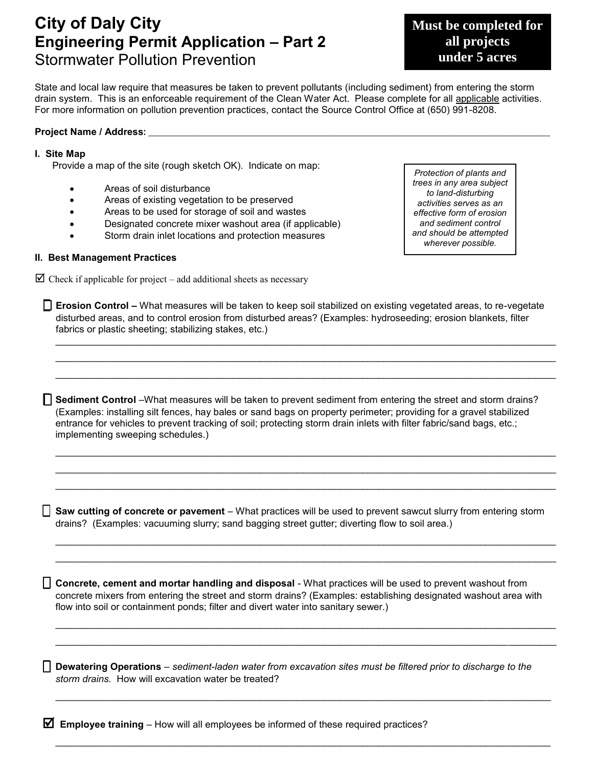# City of Daly City
## Engineering Permit Application – Part 2
Stormwater Pollution Prevention

**Must be completed for all projects under 5 acres**

State and local law require that measures be taken to prevent pollutants (including sediment) from entering the storm drain system. This is an enforceable requirement of the Clean Water Act. Please complete for all applicable activities. For more information on pollution prevention practices, contact the Source Control Office at (650) 991-8208.

**Project Name / Address:** ____________________________________________

### I. Site Map

Provide a map of the site (rough sketch OK). Indicate on map:

- Areas of soil disturbance
- Areas of existing vegetation to be preserved
- Areas to be used for storage of soil and wastes
- Designated concrete mixer washout area (if applicable)
- Storm drain inlet locations and protection measures

*Protection of plants and trees in any area subject to land-disturbing activities serves as an effective form of erosion and sediment control and should be attempted wherever possible.*

### II. Best Management Practices

☑ Check if applicable for project – add additional sheets as necessary

☐ **Erosion Control –** What measures will be taken to keep soil stabilized on existing vegetated areas, to re-vegetate disturbed areas, and to control erosion from disturbed areas? (Examples: hydroseeding; erosion blankets, filter fabrics or plastic sheeting; stabilizing stakes, etc.)

____________________________________________

____________________________________________

____________________________________________

☐ **Sediment Control** –What measures will be taken to prevent sediment from entering the street and storm drains? (Examples: installing silt fences, hay bales or sand bags on property perimeter; providing for a gravel stabilized entrance for vehicles to prevent tracking of soil; protecting storm drain inlets with filter fabric/sand bags, etc.; implementing sweeping schedules.)

____________________________________________

____________________________________________

____________________________________________

☐ **Saw cutting of concrete or pavement** – What practices will be used to prevent sawcut slurry from entering storm drains? (Examples: vacuuming slurry; sand bagging street gutter; diverting flow to soil area.)

____________________________________________

____________________________________________

☐ **Concrete, cement and mortar handling and disposal** - What practices will be used to prevent washout from concrete mixers from entering the street and storm drains? (Examples: establishing designated washout area with flow into soil or containment ponds; filter and divert water into sanitary sewer.)

____________________________________________

____________________________________________

☐ **Dewatering Operations** – *sediment-laden water from excavation sites must be filtered prior to discharge to the storm drains.* How will excavation water be treated?

____________________________________________

☑ **Employee training** – How will all employees be informed of these required practices?

____________________________________________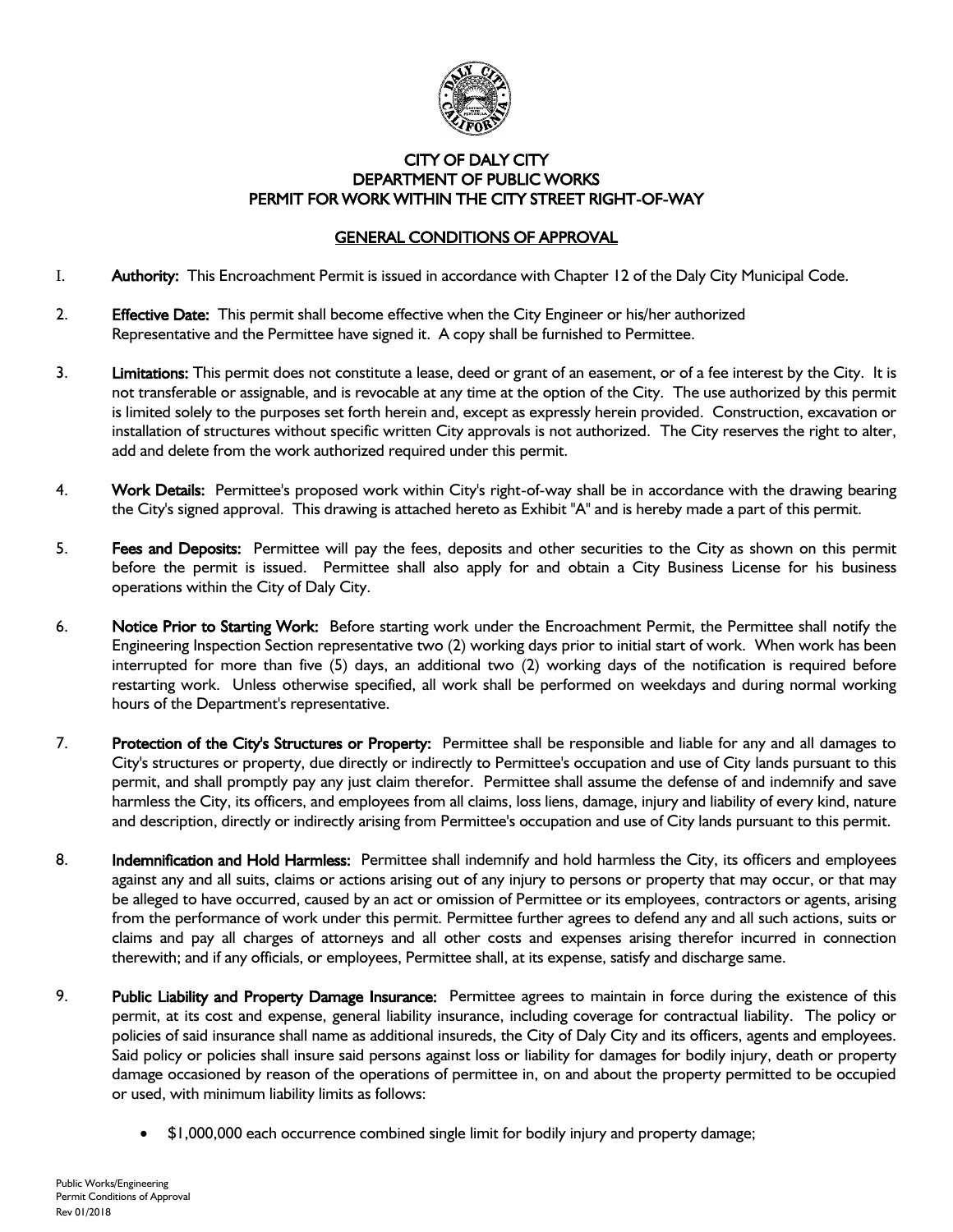# CITY OF DALY CITY
## DEPARTMENT OF PUBLIC WORKS
## PERMIT FOR WORK WITHIN THE CITY STREET RIGHT-OF-WAY

## GENERAL CONDITIONS OF APPROVAL

I. **Authority:** This Encroachment Permit is issued in accordance with Chapter 12 of the Daly City Municipal Code.

2. **Effective Date:** This permit shall become effective when the City Engineer or his/her authorized Representative and the Permittee have signed it. A copy shall be furnished to Permittee.

3. **Limitations:** This permit does not constitute a lease, deed or grant of an easement, or of a fee interest by the City. It is not transferable or assignable, and is revocable at any time at the option of the City. The use authorized by this permit is limited solely to the purposes set forth herein and, except as expressly herein provided. Construction, excavation or installation of structures without specific written City approvals is not authorized. The City reserves the right to alter, add and delete from the work authorized required under this permit.

4. **Work Details:** Permittee's proposed work within City's right-of-way shall be in accordance with the drawing bearing the City's signed approval. This drawing is attached hereto as Exhibit "A" and is hereby made a part of this permit.

5. **Fees and Deposits:** Permittee will pay the fees, deposits and other securities to the City as shown on this permit before the permit is issued. Permittee shall also apply for and obtain a City Business License for his business operations within the City of Daly City.

6. **Notice Prior to Starting Work:** Before starting work under the Encroachment Permit, the Permittee shall notify the Engineering Inspection Section representative two (2) working days prior to initial start of work. When work has been interrupted for more than five (5) days, an additional two (2) working days of the notification is required before restarting work. Unless otherwise specified, all work shall be performed on weekdays and during normal working hours of the Department's representative.

7. **Protection of the City's Structures or Property:** Permittee shall be responsible and liable for any and all damages to City's structures or property, due directly or indirectly to Permittee's occupation and use of City lands pursuant to this permit, and shall promptly pay any just claim therefor. Permittee shall assume the defense of and indemnify and save harmless the City, its officers, and employees from all claims, loss liens, damage, injury and liability of every kind, nature and description, directly or indirectly arising from Permittee's occupation and use of City lands pursuant to this permit.

8. **Indemnification and Hold Harmless:** Permittee shall indemnify and hold harmless the City, its officers and employees against any and all suits, claims or actions arising out of any injury to persons or property that may occur, or that may be alleged to have occurred, caused by an act or omission of Permittee or its employees, contractors or agents, arising from the performance of work under this permit. Permittee further agrees to defend any and all such actions, suits or claims and pay all charges of attorneys and all other costs and expenses arising therefor incurred in connection therewith; and if any officials, or employees, Permittee shall, at its expense, satisfy and discharge same.

9. **Public Liability and Property Damage Insurance:** Permittee agrees to maintain in force during the existence of this permit, at its cost and expense, general liability insurance, including coverage for contractual liability. The policy or policies of said insurance shall name as additional insureds, the City of Daly City and its officers, agents and employees. Said policy or policies shall insure said persons against loss or liability for damages for bodily injury, death or property damage occasioned by reason of the operations of permittee in, on and about the property permitted to be occupied or used, with minimum liability limits as follows:

- $1,000,000 each occurrence combined single limit for bodily injury and property damage;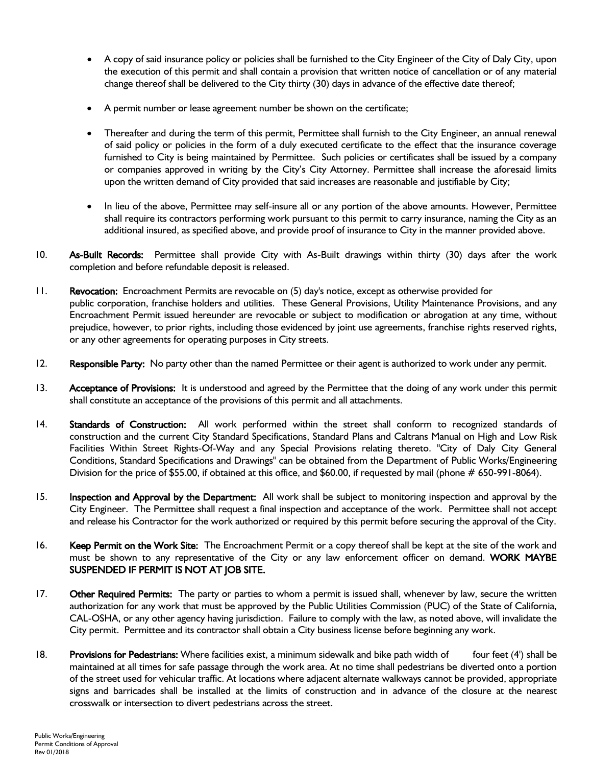- A copy of said insurance policy or policies shall be furnished to the City Engineer of the City of Daly City, upon the execution of this permit and shall contain a provision that written notice of cancellation or of any material change thereof shall be delivered to the City thirty (30) days in advance of the effective date thereof;
- A permit number or lease agreement number be shown on the certificate;
- Thereafter and during the term of this permit, Permittee shall furnish to the City Engineer, an annual renewal of said policy or policies in the form of a duly executed certificate to the effect that the insurance coverage furnished to City is being maintained by Permittee. Such policies or certificates shall be issued by a company or companies approved in writing by the City's City Attorney. Permittee shall increase the aforesaid limits upon the written demand of City provided that said increases are reasonable and justifiable by City;
- In lieu of the above, Permittee may self-insure all or any portion of the above amounts. However, Permittee shall require its contractors performing work pursuant to this permit to carry insurance, naming the City as an additional insured, as specified above, and provide proof of insurance to City in the manner provided above.

10. **As-Built Records:** Permittee shall provide City with As-Built drawings within thirty (30) days after the work completion and before refundable deposit is released.

11. **Revocation:** Encroachment Permits are revocable on (5) day's notice, except as otherwise provided for public corporation, franchise holders and utilities. These General Provisions, Utility Maintenance Provisions, and any Encroachment Permit issued hereunder are revocable or subject to modification or abrogation at any time, without prejudice, however, to prior rights, including those evidenced by joint use agreements, franchise rights reserved rights, or any other agreements for operating purposes in City streets.

12. **Responsible Party:** No party other than the named Permittee or their agent is authorized to work under any permit.

13. **Acceptance of Provisions:** It is understood and agreed by the Permittee that the doing of any work under this permit shall constitute an acceptance of the provisions of this permit and all attachments.

14. **Standards of Construction:** All work performed within the street shall conform to recognized standards of construction and the current City Standard Specifications, Standard Plans and Caltrans Manual on High and Low Risk Facilities Within Street Rights-Of-Way and any Special Provisions relating thereto. "City of Daly City General Conditions, Standard Specifications and Drawings" can be obtained from the Department of Public Works/Engineering Division for the price of $55.00, if obtained at this office, and $60.00, if requested by mail (phone # 650-991-8064).

15. **Inspection and Approval by the Department:** All work shall be subject to monitoring inspection and approval by the City Engineer. The Permittee shall request a final inspection and acceptance of the work. Permittee shall not accept and release his Contractor for the work authorized or required by this permit before securing the approval of the City.

16. **Keep Permit on the Work Site:** The Encroachment Permit or a copy thereof shall be kept at the site of the work and must be shown to any representative of the City or any law enforcement officer on demand. **WORK MAYBE SUSPENDED IF PERMIT IS NOT AT JOB SITE.**

17. **Other Required Permits:** The party or parties to whom a permit is issued shall, whenever by law, secure the written authorization for any work that must be approved by the Public Utilities Commission (PUC) of the State of California, CAL-OSHA, or any other agency having jurisdiction. Failure to comply with the law, as noted above, will invalidate the City permit. Permittee and its contractor shall obtain a City business license before beginning any work.

18. **Provisions for Pedestrians:** Where facilities exist, a minimum sidewalk and bike path width of four feet (4') shall be maintained at all times for safe passage through the work area. At no time shall pedestrians be diverted onto a portion of the street used for vehicular traffic. At locations where adjacent alternate walkways cannot be provided, appropriate signs and barricades shall be installed at the limits of construction and in advance of the closure at the nearest crosswalk or intersection to divert pedestrians across the street.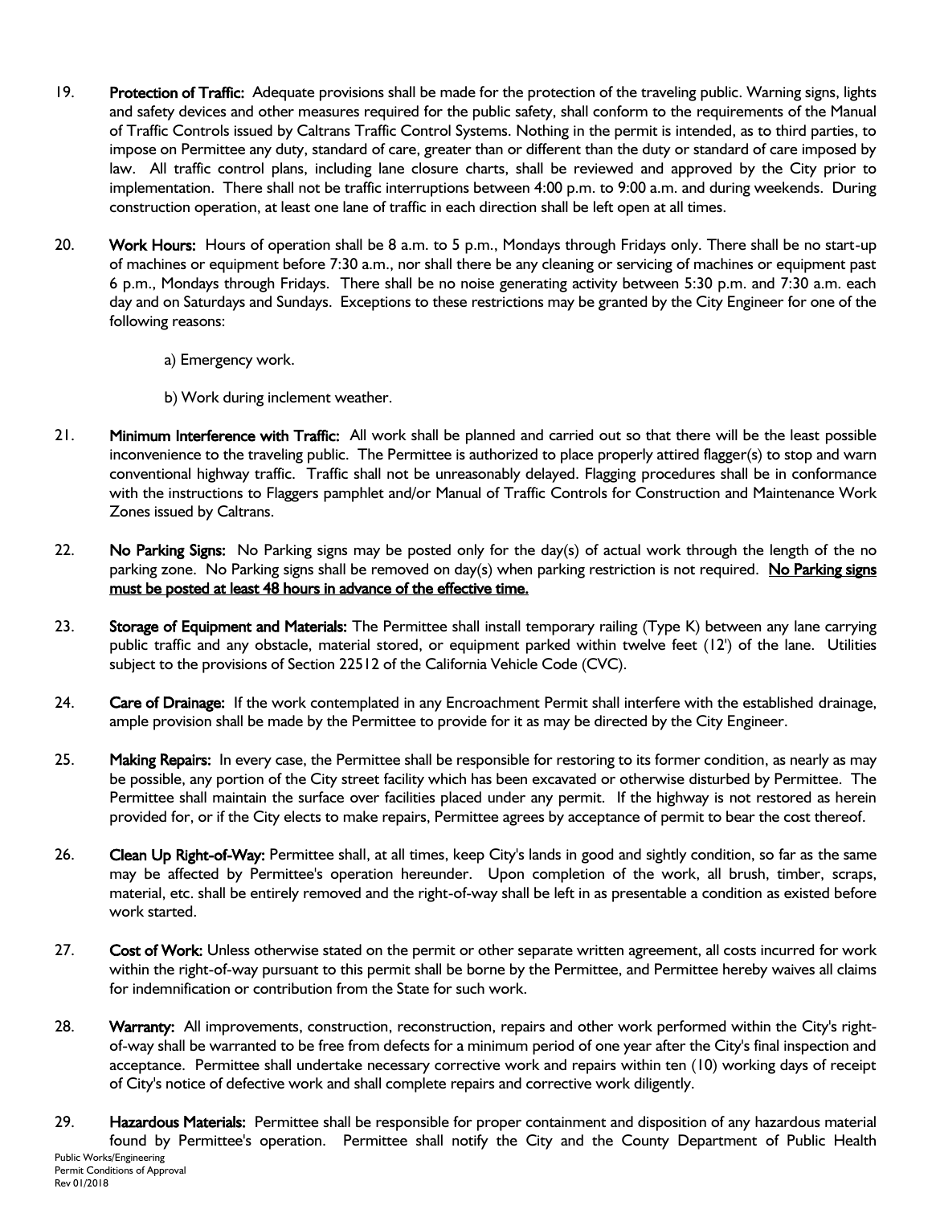19. **Protection of Traffic:** Adequate provisions shall be made for the protection of the traveling public. Warning signs, lights and safety devices and other measures required for the public safety, shall conform to the requirements of the Manual of Traffic Controls issued by Caltrans Traffic Control Systems. Nothing in the permit is intended, as to third parties, to impose on Permittee any duty, standard of care, greater than or different than the duty or standard of care imposed by law. All traffic control plans, including lane closure charts, shall be reviewed and approved by the City prior to implementation. There shall not be traffic interruptions between 4:00 p.m. to 9:00 a.m. and during weekends. During construction operation, at least one lane of traffic in each direction shall be left open at all times.

20. **Work Hours:** Hours of operation shall be 8 a.m. to 5 p.m., Mondays through Fridays only. There shall be no start-up of machines or equipment before 7:30 a.m., nor shall there be any cleaning or servicing of machines or equipment past 6 p.m., Mondays through Fridays. There shall be no noise generating activity between 5:30 p.m. and 7:30 a.m. each day and on Saturdays and Sundays. Exceptions to these restrictions may be granted by the City Engineer for one of the following reasons:

    a) Emergency work.

    b) Work during inclement weather.

21. **Minimum Interference with Traffic:** All work shall be planned and carried out so that there will be the least possible inconvenience to the traveling public. The Permittee is authorized to place properly attired flagger(s) to stop and warn conventional highway traffic. Traffic shall not be unreasonably delayed. Flagging procedures shall be in conformance with the instructions to Flaggers pamphlet and/or Manual of Traffic Controls for Construction and Maintenance Work Zones issued by Caltrans.

22. **No Parking Signs:** No Parking signs may be posted only for the day(s) of actual work through the length of the no parking zone. No Parking signs shall be removed on day(s) when parking restriction is not required. **<u>No Parking signs must be posted at least 48 hours in advance of the effective time.</u>**

23. **Storage of Equipment and Materials:** The Permittee shall install temporary railing (Type K) between any lane carrying public traffic and any obstacle, material stored, or equipment parked within twelve feet (12') of the lane. Utilities subject to the provisions of Section 22512 of the California Vehicle Code (CVC).

24. **Care of Drainage:** If the work contemplated in any Encroachment Permit shall interfere with the established drainage, ample provision shall be made by the Permittee to provide for it as may be directed by the City Engineer.

25. **Making Repairs:** In every case, the Permittee shall be responsible for restoring to its former condition, as nearly as may be possible, any portion of the City street facility which has been excavated or otherwise disturbed by Permittee. The Permittee shall maintain the surface over facilities placed under any permit. If the highway is not restored as herein provided for, or if the City elects to make repairs, Permittee agrees by acceptance of permit to bear the cost thereof.

26. **Clean Up Right-of-Way:** Permittee shall, at all times, keep City's lands in good and sightly condition, so far as the same may be affected by Permittee's operation hereunder. Upon completion of the work, all brush, timber, scraps, material, etc. shall be entirely removed and the right-of-way shall be left in as presentable a condition as existed before work started.

27. **Cost of Work:** Unless otherwise stated on the permit or other separate written agreement, all costs incurred for work within the right-of-way pursuant to this permit shall be borne by the Permittee, and Permittee hereby waives all claims for indemnification or contribution from the State for such work.

28. **Warranty:** All improvements, construction, reconstruction, repairs and other work performed within the City's right-of-way shall be warranted to be free from defects for a minimum period of one year after the City's final inspection and acceptance. Permittee shall undertake necessary corrective work and repairs within ten (10) working days of receipt of City's notice of defective work and shall complete repairs and corrective work diligently.

29. **Hazardous Materials:** Permittee shall be responsible for proper containment and disposition of any hazardous material found by Permittee's operation. Permittee shall notify the City and the County Department of Public Health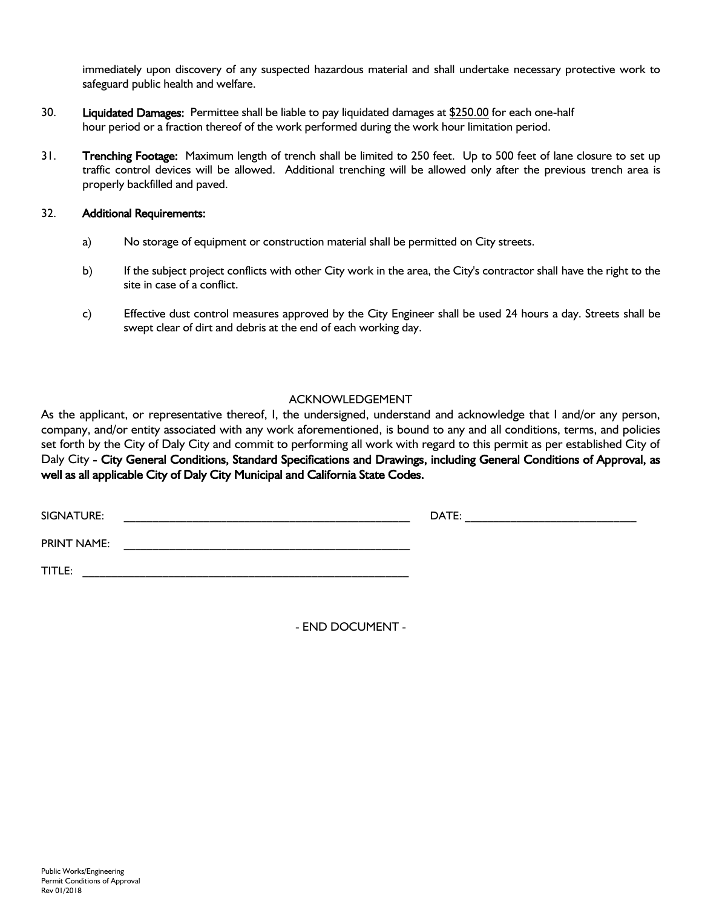immediately upon discovery of any suspected hazardous material and shall undertake necessary protective work to safeguard public health and welfare.

30. **Liquidated Damages:** Permittee shall be liable to pay liquidated damages at $250.00 for each one-half hour period or a fraction thereof of the work performed during the work hour limitation period.

31. **Trenching Footage:** Maximum length of trench shall be limited to 250 feet. Up to 500 feet of lane closure to set up traffic control devices will be allowed. Additional trenching will be allowed only after the previous trench area is properly backfilled and paved.

32. **Additional Requirements:**

   a) No storage of equipment or construction material shall be permitted on City streets.

   b) If the subject project conflicts with other City work in the area, the City's contractor shall have the right to the site in case of a conflict.

   c) Effective dust control measures approved by the City Engineer shall be used 24 hours a day. Streets shall be swept clear of dirt and debris at the end of each working day.

## ACKNOWLEDGEMENT

As the applicant, or representative thereof, I, the undersigned, understand and acknowledge that I and/or any person, company, and/or entity associated with any work aforementioned, is bound to any and all conditions, terms, and policies set forth by the City of Daly City and commit to performing all work with regard to this permit as per established City of Daly City **- City General Conditions, Standard Specifications and Drawings, including General Conditions of Approval, as well as all applicable City of Daly City Municipal and California State Codes.**

SIGNATURE: ______________________________ DATE: ______________________

PRINT NAME: ______________________________

TITLE: ______________________________

- END DOCUMENT -